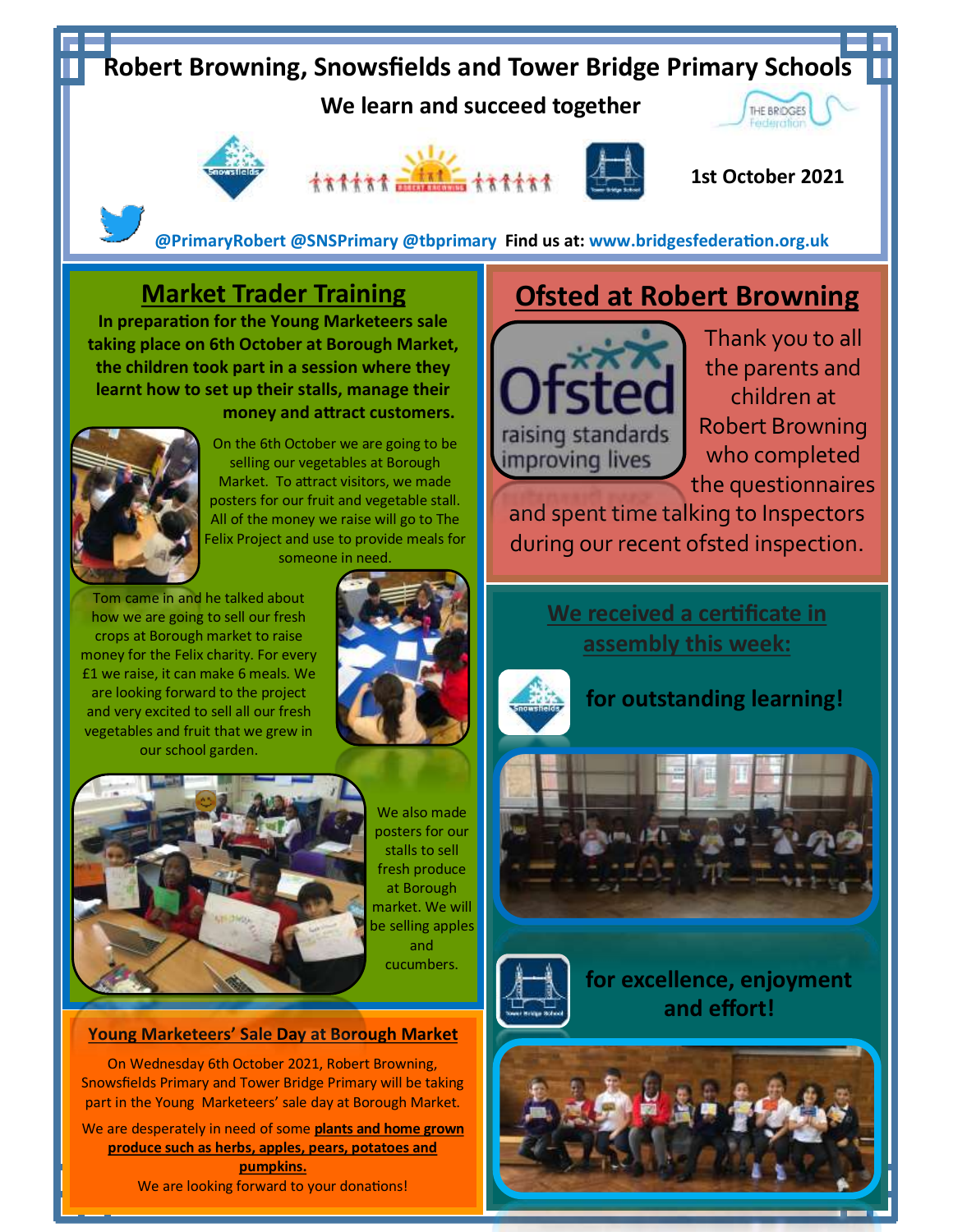# Robert Browning, Snowsfields and Tower Bridge Primary Schools

**We learn and succeed together**

**1st October 2021**

**@PrimaryRobert @SNSPrimary @tbprimary Find us at: www.bridgesfederation.org.uk**

## Market Trader Training

**In preparation for the Young Marketeers sale taking place on 6th October at Borough Market, the children took part in a session where they learnt how to set up their stalls, manage their money and attract customers.**

On the 6th October we are going to be selling our vegetables at Borough Market. To attract visitors, we made posters for our fruit and vegetable stall. All of the money we raise will go to The Felix Project and use to provide meals for someone in need.

Tom came in and he talked about how we are going to sell our fresh crops at Borough market to raise money for the Felix charity. For every £1 we raise, it can make 6 meals. We are looking forward to the project and very excited to sell all our fresh vegetables and fruit that we grew in our school garden.

We also made posters for our stalls to sell fresh produce at Borough market. We will be selling apples and cucumbers.

### Young Marketeers' Sale Day at Borough Market

On Wednesday 6th October 2021, Robert Browning, Snowsfields Primary and Tower Bridge Primary will be taking part in the Young Marketeers' sale day at Borough Market.

We are desperately in need of some **plants and home grown produce such as herbs, apples, pears, potatoes and pumpkins.**

We are looking forward to your donations!

## Ofsted at Robert Browning

Thank you to all the parents and children at Robert Browning who completed the questionnaires and spent time talking to Inspectors during our recent ofsted inspection.

## We received a certificate in assembly this week:

**for outstanding learning!**

**for excellence, enjoyment and effort!**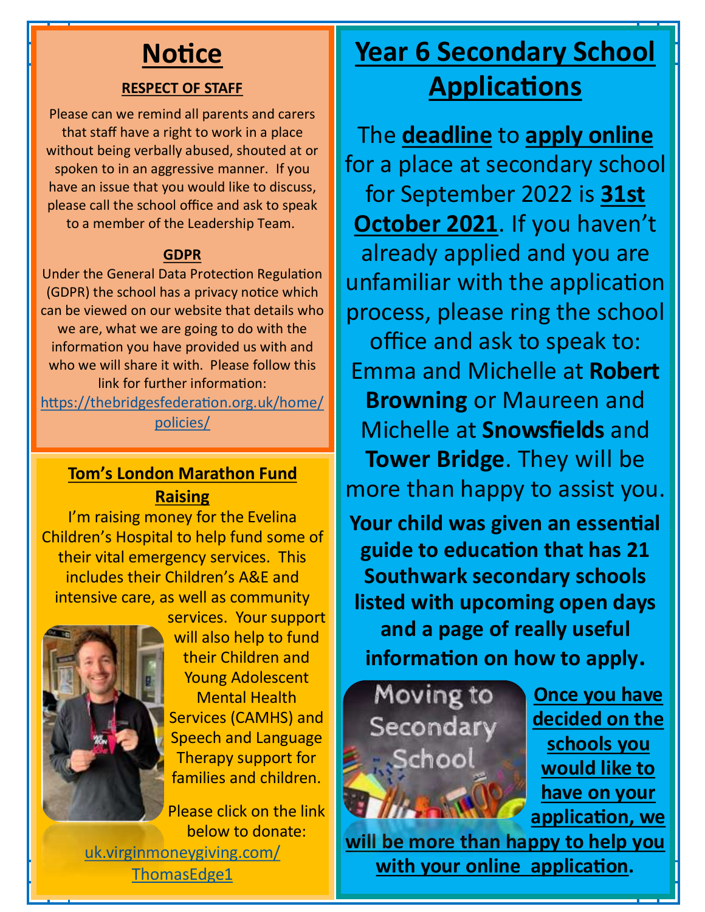# Notice

### RESPECT OF STAFF

Please can we remind all parents and carers that staff have a right to work in a place without being verbally abused, shouted at or spoken to in an aggressive manner. If you have an issue that you would like to discuss, please call the school office and ask to speak to a member of the Leadership Team.

### GDPR

Under the General Data Protection Regulation (GDPR) the school has a privacy notice which can be viewed on our website that details who we are, what we are going to do with the information you have provided us with and who we will share it with. Please follow this link for further information: https://thebridgesfederation.org.uk/home/policies/

## Tom's London Marathon Fund Raising

I'm raising money for the Evelina Children's Hospital to help fund some of their vital emergency services. This includes their Children's A&E and intensive care, as well as community services. Your support will also help to fund their Children and Young Adolescent Mental Health Services (CAMHS) and Speech and Language Therapy support for families and children.

Please click on the link below to donate:

uk.virginmoneygiving.com/ThomasEdge1

# Year 6 Secondary School Applications

The **deadline** to **apply online** for a place at secondary school for September 2022 is **31st October 2021**. If you haven't already applied and you are unfamiliar with the application process, please ring the school office and ask to speak to: Emma and Michelle at **Robert Browning** or Maureen and Michelle at **Snowsfields** and **Tower Bridge**. They will be more than happy to assist you.

**Your child was given an essential guide to education that has 21 Southwark secondary schools listed with upcoming open days and a page of really useful information on how to apply.**

**Once you have decided on the schools you would like to have on your application, we will be more than happy to help you with your online application.**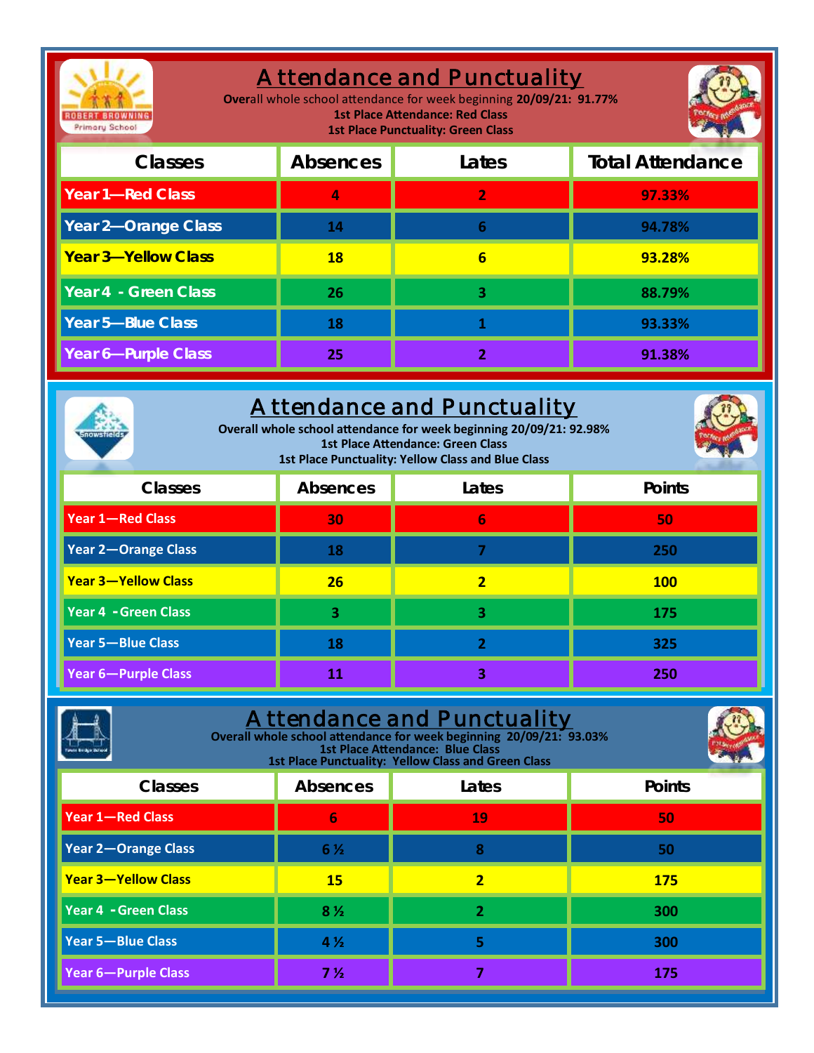# Attendance and Punctuality

**Overall whole school attendance for week beginning 20/09/21: 91.77%**
**1st Place Attendance: Red Class**
**1st Place Punctuality: Green Class**

| Classes | Absences | Lates | Total Attendance |
|---|---|---|---|
| Year 1—Red Class | 4 | 2 | 97.33% |
| Year 2—Orange Class | 14 | 6 | 94.78% |
| Year 3—Yellow Class | 18 | 6 | 93.28% |
| Year 4 - Green Class | 26 | 3 | 88.79% |
| Year 5—Blue Class | 18 | 1 | 93.33% |
| Year 6—Purple Class | 25 | 2 | 91.38% |

# Attendance and Punctuality

**Overall whole school attendance for week beginning 20/09/21: 92.98%**
**1st Place Attendance: Green Class**
**1st Place Punctuality: Yellow Class and Blue Class**

| Classes | Absences | Lates | Points |
|---|---|---|---|
| Year 1—Red Class | 30 | 6 | 50 |
| Year 2—Orange Class | 18 | 7 | 250 |
| Year 3—Yellow Class | 26 | 2 | 100 |
| Year 4 - Green Class | 3 | 3 | 175 |
| Year 5—Blue Class | 18 | 2 | 325 |
| Year 6—Purple Class | 11 | 3 | 250 |

# Attendance and Punctuality

**Overall whole school attendance for week beginning 20/09/21: 93.03%**
**1st Place Attendance: Blue Class**
**1st Place Punctuality: Yellow Class and Green Class**

| Classes | Absences | Lates | Points |
|---|---|---|---|
| Year 1—Red Class | 6 | 19 | 50 |
| Year 2—Orange Class | 6 ½ | 8 | 50 |
| Year 3—Yellow Class | 15 | 2 | 175 |
| Year 4 - Green Class | 8 ½ | 2 | 300 |
| Year 5—Blue Class | 4 ½ | 5 | 300 |
| Year 6—Purple Class | 7 ½ | 7 | 175 |